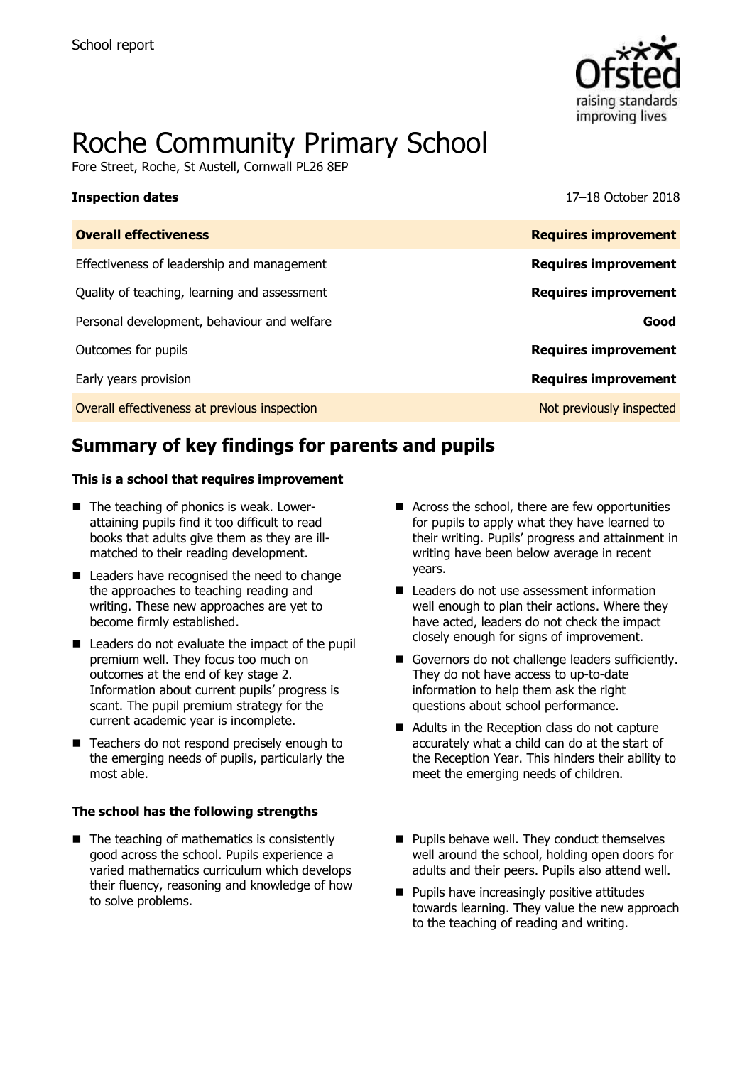School report

# Roche Community Primary School

Fore Street, Roche, St Austell, Cornwall PL26 8EP

**Inspection dates** 17–18 October 2018

| **Overall effectiveness** | **Requires improvement** |
|---|---|
| Effectiveness of leadership and management | **Requires improvement** |
| Quality of teaching, learning and assessment | **Requires improvement** |
| Personal development, behaviour and welfare | **Good** |
| Outcomes for pupils | **Requires improvement** |
| Early years provision | **Requires improvement** |
| Overall effectiveness at previous inspection | Not previously inspected |

## Summary of key findings for parents and pupils

### This is a school that requires improvement

- The teaching of phonics is weak. Lower-attaining pupils find it too difficult to read books that adults give them as they are ill-matched to their reading development.
- Leaders have recognised the need to change the approaches to teaching reading and writing. These new approaches are yet to become firmly established.
- Leaders do not evaluate the impact of the pupil premium well. They focus too much on outcomes at the end of key stage 2. Information about current pupils' progress is scant. The pupil premium strategy for the current academic year is incomplete.
- Teachers do not respond precisely enough to the emerging needs of pupils, particularly the most able.
- Across the school, there are few opportunities for pupils to apply what they have learned to their writing. Pupils' progress and attainment in writing have been below average in recent years.
- Leaders do not use assessment information well enough to plan their actions. Where they have acted, leaders do not check the impact closely enough for signs of improvement.
- Governors do not challenge leaders sufficiently. They do not have access to up-to-date information to help them ask the right questions about school performance.
- Adults in the Reception class do not capture accurately what a child can do at the start of the Reception Year. This hinders their ability to meet the emerging needs of children.

### The school has the following strengths

- The teaching of mathematics is consistently good across the school. Pupils experience a varied mathematics curriculum which develops their fluency, reasoning and knowledge of how to solve problems.
- Pupils behave well. They conduct themselves well around the school, holding open doors for adults and their peers. Pupils also attend well.
- Pupils have increasingly positive attitudes towards learning. They value the new approach to the teaching of reading and writing.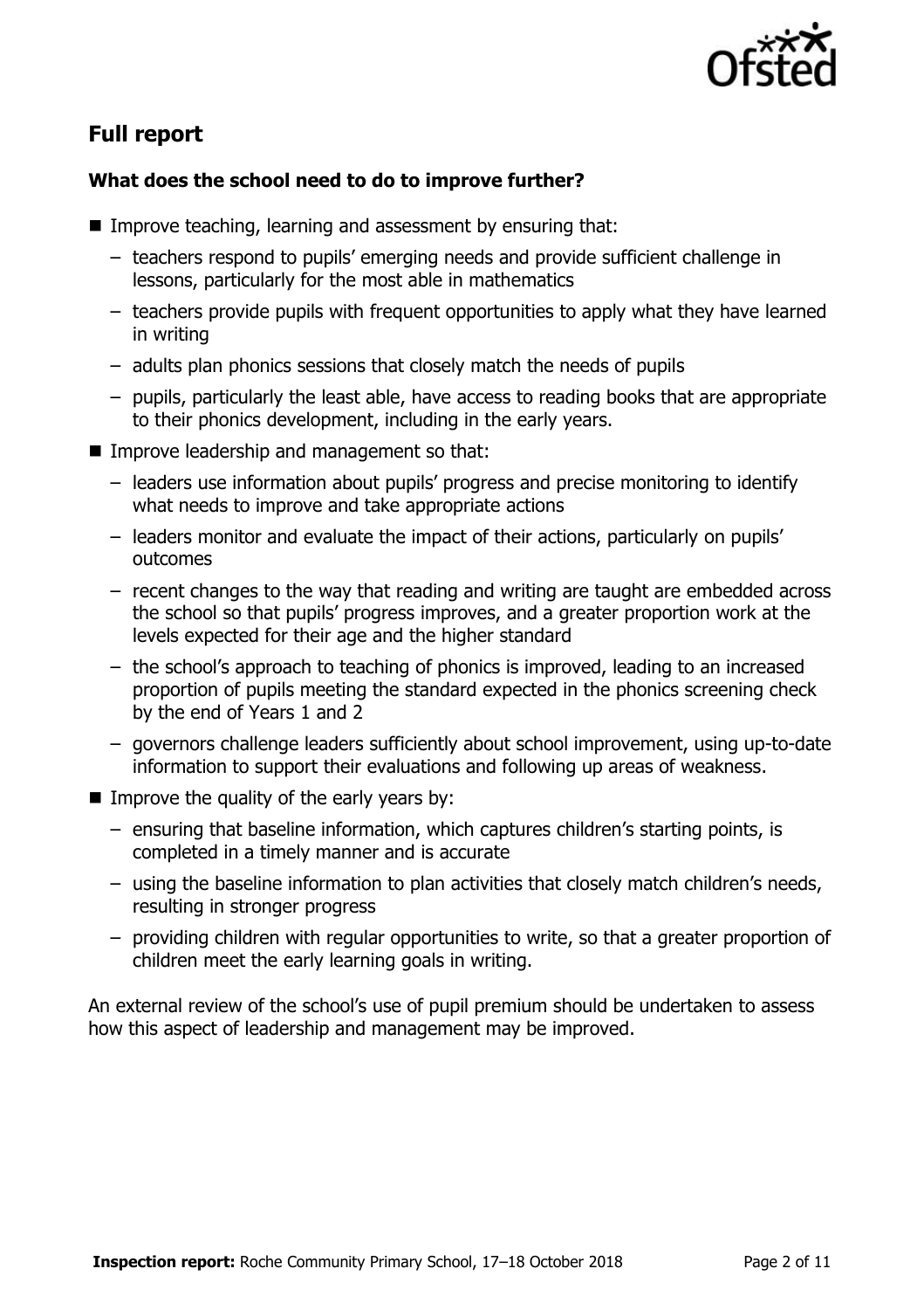## Full report

### What does the school need to do to improve further?

- Improve teaching, learning and assessment by ensuring that:
  - teachers respond to pupils' emerging needs and provide sufficient challenge in lessons, particularly for the most able in mathematics
  - teachers provide pupils with frequent opportunities to apply what they have learned in writing
  - adults plan phonics sessions that closely match the needs of pupils
  - pupils, particularly the least able, have access to reading books that are appropriate to their phonics development, including in the early years.
- Improve leadership and management so that:
  - leaders use information about pupils' progress and precise monitoring to identify what needs to improve and take appropriate actions
  - leaders monitor and evaluate the impact of their actions, particularly on pupils' outcomes
  - recent changes to the way that reading and writing are taught are embedded across the school so that pupils' progress improves, and a greater proportion work at the levels expected for their age and the higher standard
  - the school's approach to teaching of phonics is improved, leading to an increased proportion of pupils meeting the standard expected in the phonics screening check by the end of Years 1 and 2
  - governors challenge leaders sufficiently about school improvement, using up-to-date information to support their evaluations and following up areas of weakness.
- Improve the quality of the early years by:
  - ensuring that baseline information, which captures children's starting points, is completed in a timely manner and is accurate
  - using the baseline information to plan activities that closely match children's needs, resulting in stronger progress
  - providing children with regular opportunities to write, so that a greater proportion of children meet the early learning goals in writing.

An external review of the school's use of pupil premium should be undertaken to assess how this aspect of leadership and management may be improved.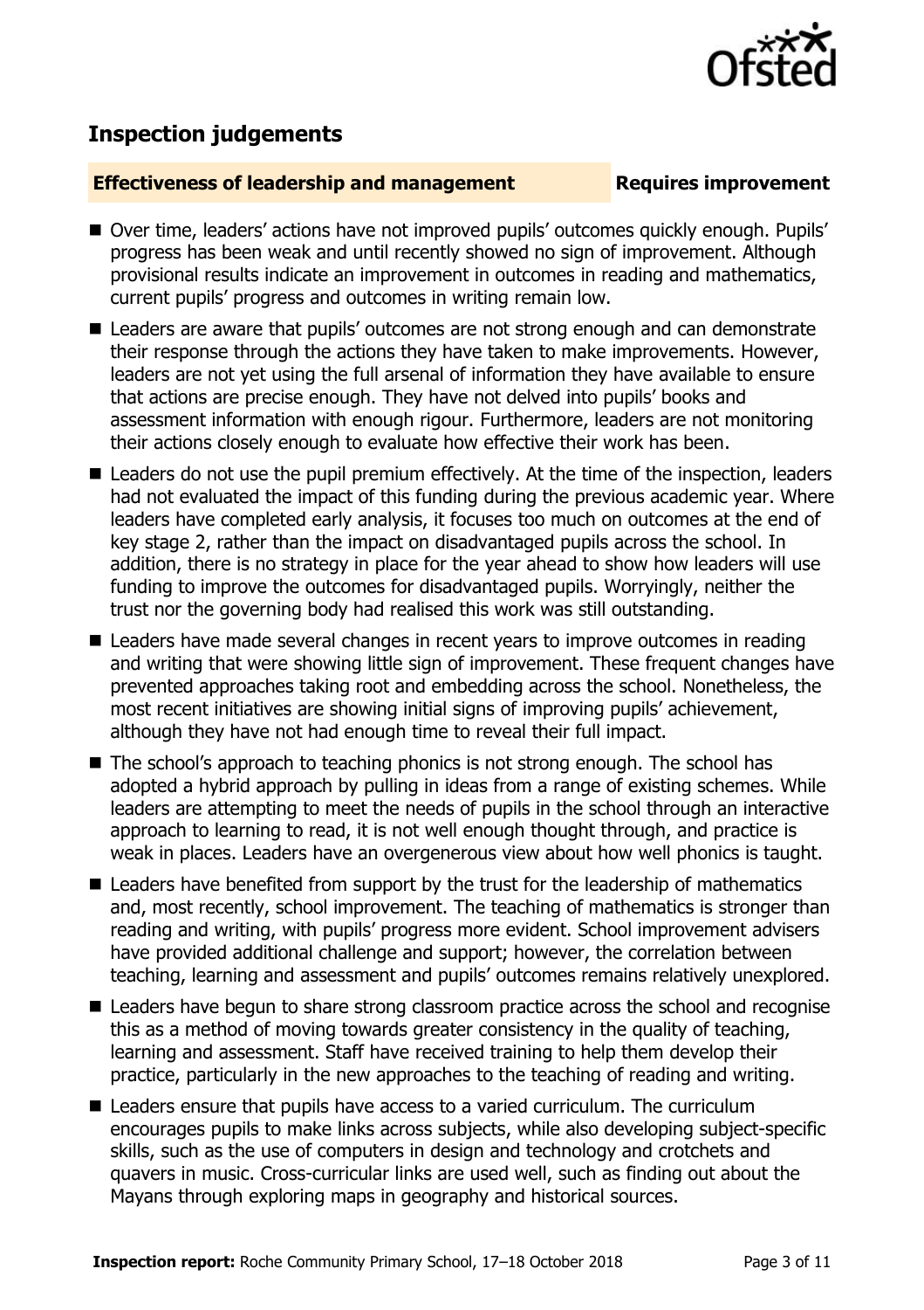## Inspection judgements

**Effectiveness of leadership and management** **Requires improvement**

- Over time, leaders' actions have not improved pupils' outcomes quickly enough. Pupils' progress has been weak and until recently showed no sign of improvement. Although provisional results indicate an improvement in outcomes in reading and mathematics, current pupils' progress and outcomes in writing remain low.
- Leaders are aware that pupils' outcomes are not strong enough and can demonstrate their response through the actions they have taken to make improvements. However, leaders are not yet using the full arsenal of information they have available to ensure that actions are precise enough. They have not delved into pupils' books and assessment information with enough rigour. Furthermore, leaders are not monitoring their actions closely enough to evaluate how effective their work has been.
- Leaders do not use the pupil premium effectively. At the time of the inspection, leaders had not evaluated the impact of this funding during the previous academic year. Where leaders have completed early analysis, it focuses too much on outcomes at the end of key stage 2, rather than the impact on disadvantaged pupils across the school. In addition, there is no strategy in place for the year ahead to show how leaders will use funding to improve the outcomes for disadvantaged pupils. Worryingly, neither the trust nor the governing body had realised this work was still outstanding.
- Leaders have made several changes in recent years to improve outcomes in reading and writing that were showing little sign of improvement. These frequent changes have prevented approaches taking root and embedding across the school. Nonetheless, the most recent initiatives are showing initial signs of improving pupils' achievement, although they have not had enough time to reveal their full impact.
- The school's approach to teaching phonics is not strong enough. The school has adopted a hybrid approach by pulling in ideas from a range of existing schemes. While leaders are attempting to meet the needs of pupils in the school through an interactive approach to learning to read, it is not well enough thought through, and practice is weak in places. Leaders have an overgenerous view about how well phonics is taught.
- Leaders have benefited from support by the trust for the leadership of mathematics and, most recently, school improvement. The teaching of mathematics is stronger than reading and writing, with pupils' progress more evident. School improvement advisers have provided additional challenge and support; however, the correlation between teaching, learning and assessment and pupils' outcomes remains relatively unexplored.
- Leaders have begun to share strong classroom practice across the school and recognise this as a method of moving towards greater consistency in the quality of teaching, learning and assessment. Staff have received training to help them develop their practice, particularly in the new approaches to the teaching of reading and writing.
- Leaders ensure that pupils have access to a varied curriculum. The curriculum encourages pupils to make links across subjects, while also developing subject-specific skills, such as the use of computers in design and technology and crotchets and quavers in music. Cross-curricular links are used well, such as finding out about the Mayans through exploring maps in geography and historical sources.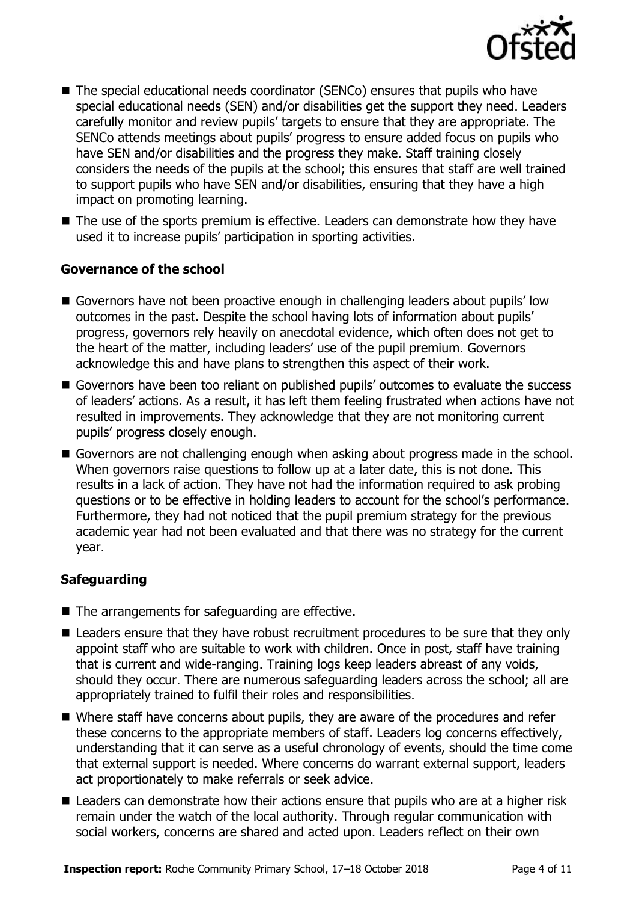- The special educational needs coordinator (SENCo) ensures that pupils who have special educational needs (SEN) and/or disabilities get the support they need. Leaders carefully monitor and review pupils' targets to ensure that they are appropriate. The SENCo attends meetings about pupils' progress to ensure added focus on pupils who have SEN and/or disabilities and the progress they make. Staff training closely considers the needs of the pupils at the school; this ensures that staff are well trained to support pupils who have SEN and/or disabilities, ensuring that they have a high impact on promoting learning.
- The use of the sports premium is effective. Leaders can demonstrate how they have used it to increase pupils' participation in sporting activities.

### Governance of the school

- Governors have not been proactive enough in challenging leaders about pupils' low outcomes in the past. Despite the school having lots of information about pupils' progress, governors rely heavily on anecdotal evidence, which often does not get to the heart of the matter, including leaders' use of the pupil premium. Governors acknowledge this and have plans to strengthen this aspect of their work.
- Governors have been too reliant on published pupils' outcomes to evaluate the success of leaders' actions. As a result, it has left them feeling frustrated when actions have not resulted in improvements. They acknowledge that they are not monitoring current pupils' progress closely enough.
- Governors are not challenging enough when asking about progress made in the school. When governors raise questions to follow up at a later date, this is not done. This results in a lack of action. They have not had the information required to ask probing questions or to be effective in holding leaders to account for the school's performance. Furthermore, they had not noticed that the pupil premium strategy for the previous academic year had not been evaluated and that there was no strategy for the current year.

### Safeguarding

- The arrangements for safeguarding are effective.
- Leaders ensure that they have robust recruitment procedures to be sure that they only appoint staff who are suitable to work with children. Once in post, staff have training that is current and wide-ranging. Training logs keep leaders abreast of any voids, should they occur. There are numerous safeguarding leaders across the school; all are appropriately trained to fulfil their roles and responsibilities.
- Where staff have concerns about pupils, they are aware of the procedures and refer these concerns to the appropriate members of staff. Leaders log concerns effectively, understanding that it can serve as a useful chronology of events, should the time come that external support is needed. Where concerns do warrant external support, leaders act proportionately to make referrals or seek advice.
- Leaders can demonstrate how their actions ensure that pupils who are at a higher risk remain under the watch of the local authority. Through regular communication with social workers, concerns are shared and acted upon. Leaders reflect on their own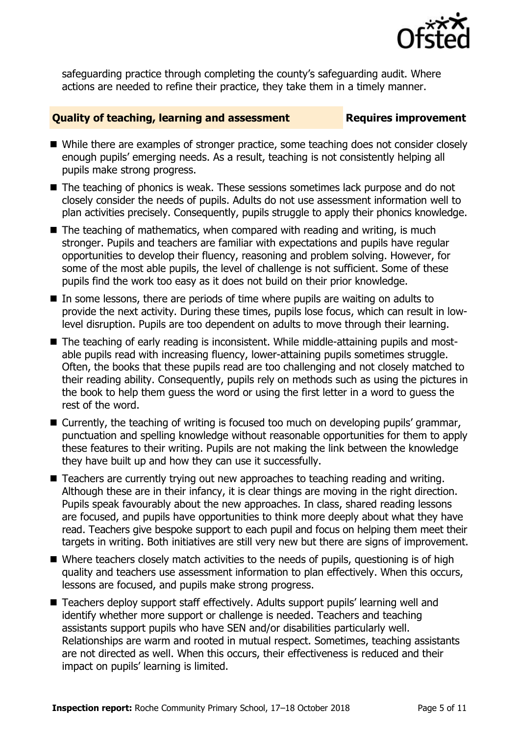safeguarding practice through completing the county's safeguarding audit. Where actions are needed to refine their practice, they take them in a timely manner.

## Quality of teaching, learning and assessment — Requires improvement

- While there are examples of stronger practice, some teaching does not consider closely enough pupils' emerging needs. As a result, teaching is not consistently helping all pupils make strong progress.
- The teaching of phonics is weak. These sessions sometimes lack purpose and do not closely consider the needs of pupils. Adults do not use assessment information well to plan activities precisely. Consequently, pupils struggle to apply their phonics knowledge.
- The teaching of mathematics, when compared with reading and writing, is much stronger. Pupils and teachers are familiar with expectations and pupils have regular opportunities to develop their fluency, reasoning and problem solving. However, for some of the most able pupils, the level of challenge is not sufficient. Some of these pupils find the work too easy as it does not build on their prior knowledge.
- In some lessons, there are periods of time where pupils are waiting on adults to provide the next activity. During these times, pupils lose focus, which can result in low-level disruption. Pupils are too dependent on adults to move through their learning.
- The teaching of early reading is inconsistent. While middle-attaining pupils and most-able pupils read with increasing fluency, lower-attaining pupils sometimes struggle. Often, the books that these pupils read are too challenging and not closely matched to their reading ability. Consequently, pupils rely on methods such as using the pictures in the book to help them guess the word or using the first letter in a word to guess the rest of the word.
- Currently, the teaching of writing is focused too much on developing pupils' grammar, punctuation and spelling knowledge without reasonable opportunities for them to apply these features to their writing. Pupils are not making the link between the knowledge they have built up and how they can use it successfully.
- Teachers are currently trying out new approaches to teaching reading and writing. Although these are in their infancy, it is clear things are moving in the right direction. Pupils speak favourably about the new approaches. In class, shared reading lessons are focused, and pupils have opportunities to think more deeply about what they have read. Teachers give bespoke support to each pupil and focus on helping them meet their targets in writing. Both initiatives are still very new but there are signs of improvement.
- Where teachers closely match activities to the needs of pupils, questioning is of high quality and teachers use assessment information to plan effectively. When this occurs, lessons are focused, and pupils make strong progress.
- Teachers deploy support staff effectively. Adults support pupils' learning well and identify whether more support or challenge is needed. Teachers and teaching assistants support pupils who have SEN and/or disabilities particularly well. Relationships are warm and rooted in mutual respect. Sometimes, teaching assistants are not directed as well. When this occurs, their effectiveness is reduced and their impact on pupils' learning is limited.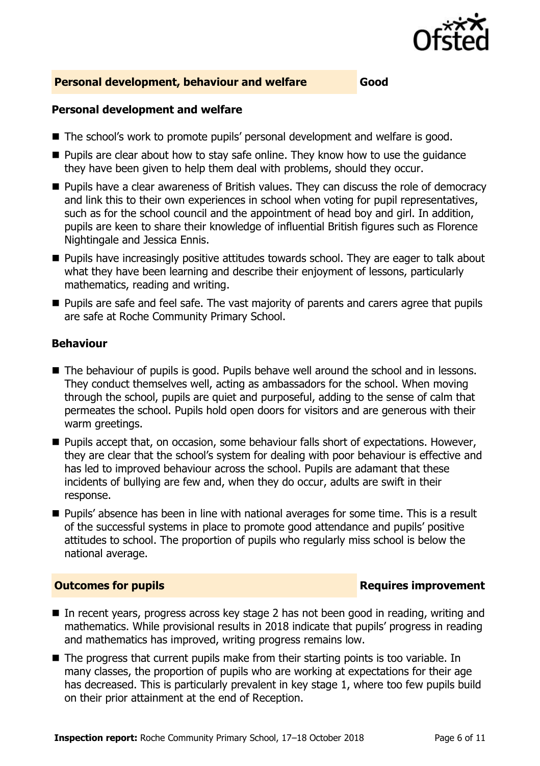## Personal development, behaviour and welfare — Good

### Personal development and welfare

- The school's work to promote pupils' personal development and welfare is good.
- Pupils are clear about how to stay safe online. They know how to use the guidance they have been given to help them deal with problems, should they occur.
- Pupils have a clear awareness of British values. They can discuss the role of democracy and link this to their own experiences in school when voting for pupil representatives, such as for the school council and the appointment of head boy and girl. In addition, pupils are keen to share their knowledge of influential British figures such as Florence Nightingale and Jessica Ennis.
- Pupils have increasingly positive attitudes towards school. They are eager to talk about what they have been learning and describe their enjoyment of lessons, particularly mathematics, reading and writing.
- Pupils are safe and feel safe. The vast majority of parents and carers agree that pupils are safe at Roche Community Primary School.

### Behaviour

- The behaviour of pupils is good. Pupils behave well around the school and in lessons. They conduct themselves well, acting as ambassadors for the school. When moving through the school, pupils are quiet and purposeful, adding to the sense of calm that permeates the school. Pupils hold open doors for visitors and are generous with their warm greetings.
- Pupils accept that, on occasion, some behaviour falls short of expectations. However, they are clear that the school's system for dealing with poor behaviour is effective and has led to improved behaviour across the school. Pupils are adamant that these incidents of bullying are few and, when they do occur, adults are swift in their response.
- Pupils' absence has been in line with national averages for some time. This is a result of the successful systems in place to promote good attendance and pupils' positive attitudes to school. The proportion of pupils who regularly miss school is below the national average.

## Outcomes for pupils — Requires improvement

- In recent years, progress across key stage 2 has not been good in reading, writing and mathematics. While provisional results in 2018 indicate that pupils' progress in reading and mathematics has improved, writing progress remains low.
- The progress that current pupils make from their starting points is too variable. In many classes, the proportion of pupils who are working at expectations for their age has decreased. This is particularly prevalent in key stage 1, where too few pupils build on their prior attainment at the end of Reception.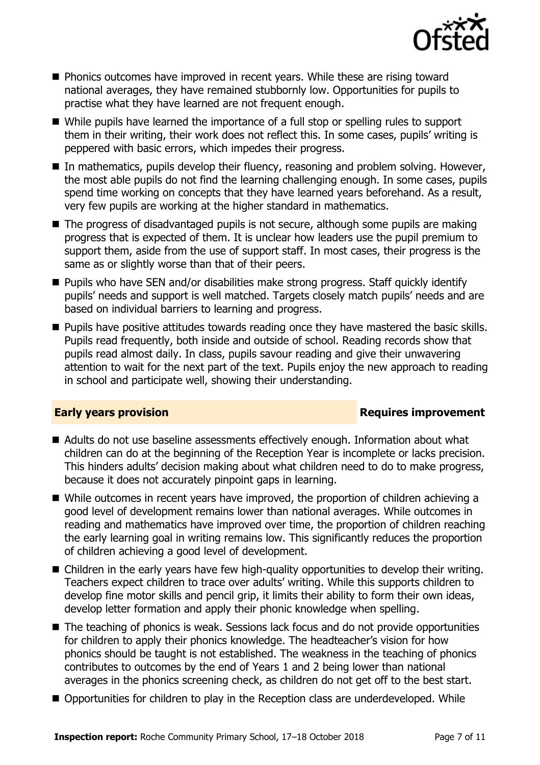- Phonics outcomes have improved in recent years. While these are rising toward national averages, they have remained stubbornly low. Opportunities for pupils to practise what they have learned are not frequent enough.
- While pupils have learned the importance of a full stop or spelling rules to support them in their writing, their work does not reflect this. In some cases, pupils' writing is peppered with basic errors, which impedes their progress.
- In mathematics, pupils develop their fluency, reasoning and problem solving. However, the most able pupils do not find the learning challenging enough. In some cases, pupils spend time working on concepts that they have learned years beforehand. As a result, very few pupils are working at the higher standard in mathematics.
- The progress of disadvantaged pupils is not secure, although some pupils are making progress that is expected of them. It is unclear how leaders use the pupil premium to support them, aside from the use of support staff. In most cases, their progress is the same as or slightly worse than that of their peers.
- Pupils who have SEN and/or disabilities make strong progress. Staff quickly identify pupils' needs and support is well matched. Targets closely match pupils' needs and are based on individual barriers to learning and progress.
- Pupils have positive attitudes towards reading once they have mastered the basic skills. Pupils read frequently, both inside and outside of school. Reading records show that pupils read almost daily. In class, pupils savour reading and give their unwavering attention to wait for the next part of the text. Pupils enjoy the new approach to reading in school and participate well, showing their understanding.

## Early years provision — Requires improvement

- Adults do not use baseline assessments effectively enough. Information about what children can do at the beginning of the Reception Year is incomplete or lacks precision. This hinders adults' decision making about what children need to do to make progress, because it does not accurately pinpoint gaps in learning.
- While outcomes in recent years have improved, the proportion of children achieving a good level of development remains lower than national averages. While outcomes in reading and mathematics have improved over time, the proportion of children reaching the early learning goal in writing remains low. This significantly reduces the proportion of children achieving a good level of development.
- Children in the early years have few high-quality opportunities to develop their writing. Teachers expect children to trace over adults' writing. While this supports children to develop fine motor skills and pencil grip, it limits their ability to form their own ideas, develop letter formation and apply their phonic knowledge when spelling.
- The teaching of phonics is weak. Sessions lack focus and do not provide opportunities for children to apply their phonics knowledge. The headteacher's vision for how phonics should be taught is not established. The weakness in the teaching of phonics contributes to outcomes by the end of Years 1 and 2 being lower than national averages in the phonics screening check, as children do not get off to the best start.
- Opportunities for children to play in the Reception class are underdeveloped. While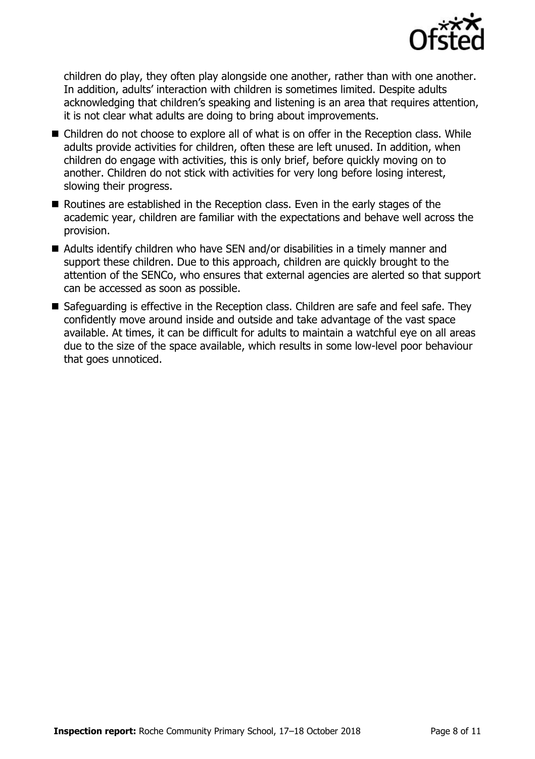children do play, they often play alongside one another, rather than with one another. In addition, adults' interaction with children is sometimes limited. Despite adults acknowledging that children's speaking and listening is an area that requires attention, it is not clear what adults are doing to bring about improvements.

- Children do not choose to explore all of what is on offer in the Reception class. While adults provide activities for children, often these are left unused. In addition, when children do engage with activities, this is only brief, before quickly moving on to another. Children do not stick with activities for very long before losing interest, slowing their progress.
- Routines are established in the Reception class. Even in the early stages of the academic year, children are familiar with the expectations and behave well across the provision.
- Adults identify children who have SEN and/or disabilities in a timely manner and support these children. Due to this approach, children are quickly brought to the attention of the SENCo, who ensures that external agencies are alerted so that support can be accessed as soon as possible.
- Safeguarding is effective in the Reception class. Children are safe and feel safe. They confidently move around inside and outside and take advantage of the vast space available. At times, it can be difficult for adults to maintain a watchful eye on all areas due to the size of the space available, which results in some low-level poor behaviour that goes unnoticed.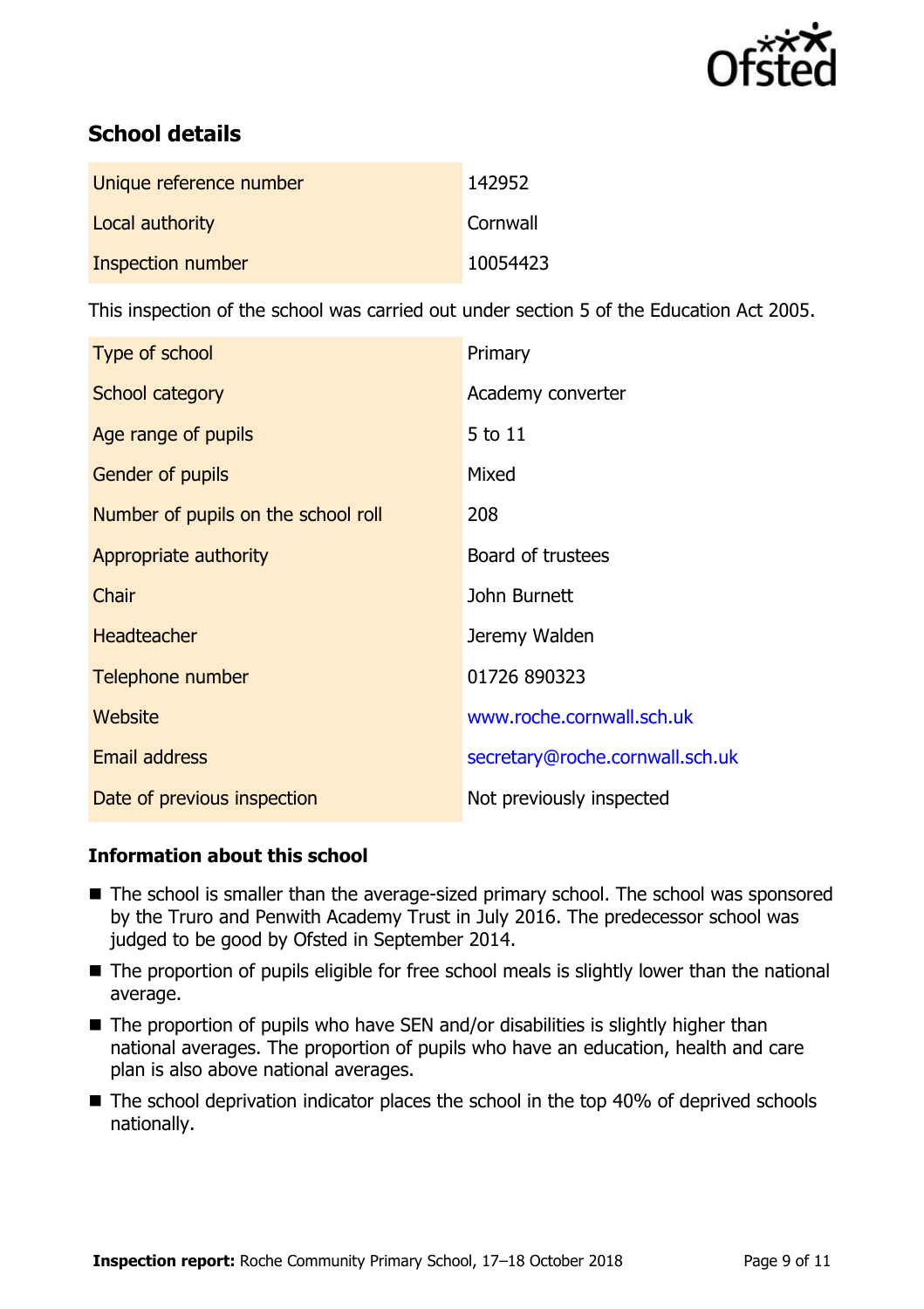## School details

| | |
|---|---|
| Unique reference number | 142952 |
| Local authority | Cornwall |
| Inspection number | 10054423 |

This inspection of the school was carried out under section 5 of the Education Act 2005.

| | |
|---|---|
| Type of school | Primary |
| School category | Academy converter |
| Age range of pupils | 5 to 11 |
| Gender of pupils | Mixed |
| Number of pupils on the school roll | 208 |
| Appropriate authority | Board of trustees |
| Chair | John Burnett |
| Headteacher | Jeremy Walden |
| Telephone number | 01726 890323 |
| Website | www.roche.cornwall.sch.uk |
| Email address | secretary@roche.cornwall.sch.uk |
| Date of previous inspection | Not previously inspected |

### Information about this school

- The school is smaller than the average-sized primary school. The school was sponsored by the Truro and Penwith Academy Trust in July 2016. The predecessor school was judged to be good by Ofsted in September 2014.
- The proportion of pupils eligible for free school meals is slightly lower than the national average.
- The proportion of pupils who have SEN and/or disabilities is slightly higher than national averages. The proportion of pupils who have an education, health and care plan is also above national averages.
- The school deprivation indicator places the school in the top 40% of deprived schools nationally.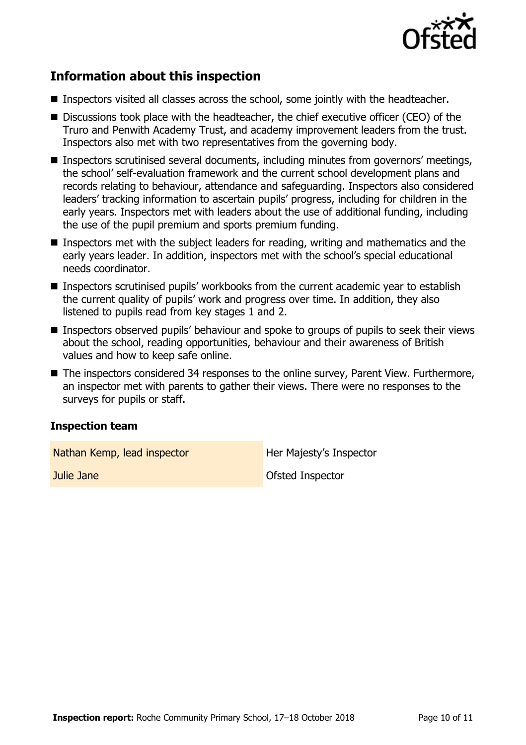## Information about this inspection

- Inspectors visited all classes across the school, some jointly with the headteacher.
- Discussions took place with the headteacher, the chief executive officer (CEO) of the Truro and Penwith Academy Trust, and academy improvement leaders from the trust. Inspectors also met with two representatives from the governing body.
- Inspectors scrutinised several documents, including minutes from governors' meetings, the school' self-evaluation framework and the current school development plans and records relating to behaviour, attendance and safeguarding. Inspectors also considered leaders' tracking information to ascertain pupils' progress, including for children in the early years. Inspectors met with leaders about the use of additional funding, including the use of the pupil premium and sports premium funding.
- Inspectors met with the subject leaders for reading, writing and mathematics and the early years leader. In addition, inspectors met with the school's special educational needs coordinator.
- Inspectors scrutinised pupils' workbooks from the current academic year to establish the current quality of pupils' work and progress over time. In addition, they also listened to pupils read from key stages 1 and 2.
- Inspectors observed pupils' behaviour and spoke to groups of pupils to seek their views about the school, reading opportunities, behaviour and their awareness of British values and how to keep safe online.
- The inspectors considered 34 responses to the online survey, Parent View. Furthermore, an inspector met with parents to gather their views. There were no responses to the surveys for pupils or staff.

### Inspection team

| | |
|---|---|
| Nathan Kemp, lead inspector | Her Majesty's Inspector |
| Julie Jane | Ofsted Inspector |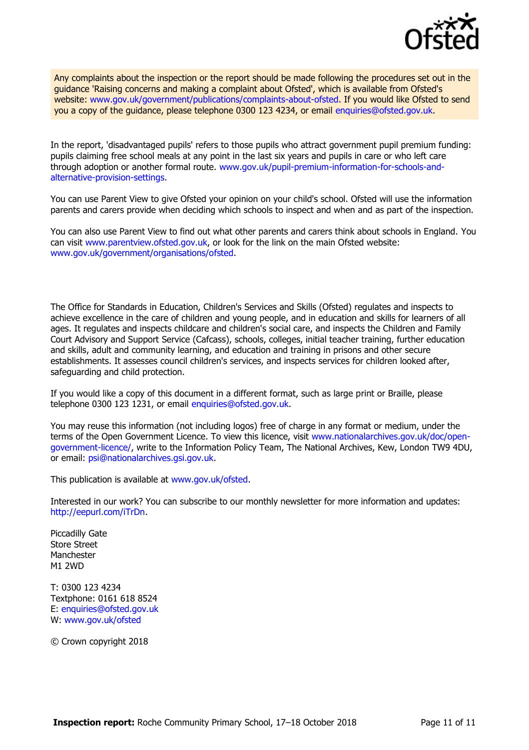Any complaints about the inspection or the report should be made following the procedures set out in the guidance 'Raising concerns and making a complaint about Ofsted', which is available from Ofsted's website: www.gov.uk/government/publications/complaints-about-ofsted. If you would like Ofsted to send you a copy of the guidance, please telephone 0300 123 4234, or email enquiries@ofsted.gov.uk.

In the report, 'disadvantaged pupils' refers to those pupils who attract government pupil premium funding: pupils claiming free school meals at any point in the last six years and pupils in care or who left care through adoption or another formal route. www.gov.uk/pupil-premium-information-for-schools-and-alternative-provision-settings.

You can use Parent View to give Ofsted your opinion on your child's school. Ofsted will use the information parents and carers provide when deciding which schools to inspect and when and as part of the inspection.

You can also use Parent View to find out what other parents and carers think about schools in England. You can visit www.parentview.ofsted.gov.uk, or look for the link on the main Ofsted website: www.gov.uk/government/organisations/ofsted.

The Office for Standards in Education, Children's Services and Skills (Ofsted) regulates and inspects to achieve excellence in the care of children and young people, and in education and skills for learners of all ages. It regulates and inspects childcare and children's social care, and inspects the Children and Family Court Advisory and Support Service (Cafcass), schools, colleges, initial teacher training, further education and skills, adult and community learning, and education and training in prisons and other secure establishments. It assesses council children's services, and inspects services for children looked after, safeguarding and child protection.

If you would like a copy of this document in a different format, such as large print or Braille, please telephone 0300 123 1231, or email enquiries@ofsted.gov.uk.

You may reuse this information (not including logos) free of charge in any format or medium, under the terms of the Open Government Licence. To view this licence, visit www.nationalarchives.gov.uk/doc/open-government-licence/, write to the Information Policy Team, The National Archives, Kew, London TW9 4DU, or email: psi@nationalarchives.gsi.gov.uk.

This publication is available at www.gov.uk/ofsted.

Interested in our work? You can subscribe to our monthly newsletter for more information and updates: http://eepurl.com/iTrDn.

Piccadilly Gate
Store Street
Manchester
M1 2WD

T: 0300 123 4234
Textphone: 0161 618 8524
E: enquiries@ofsted.gov.uk
W: www.gov.uk/ofsted

© Crown copyright 2018